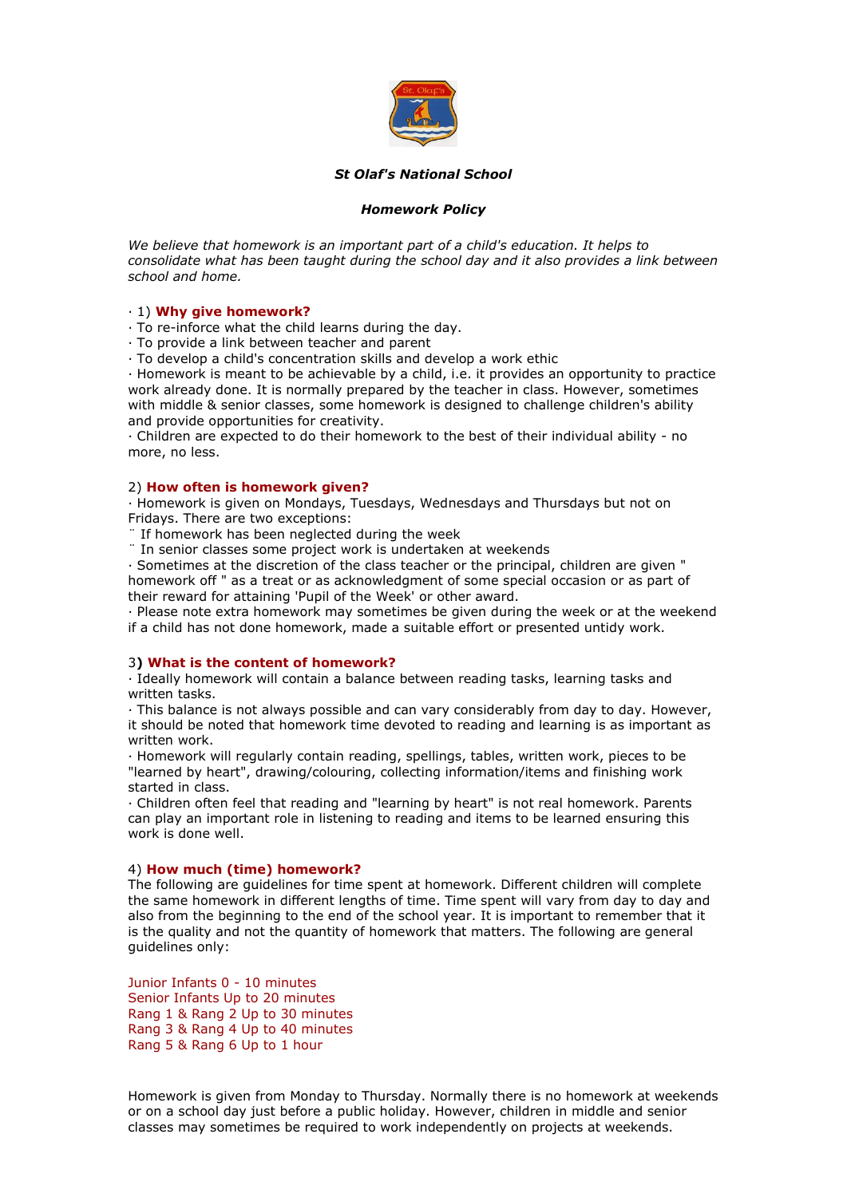***St Olaf's National School***

***Homework Policy***

*We believe that homework is an important part of a child's education. It helps to consolidate what has been taught during the school day and it also provides a link between school and home.*

· 1) **Why give homework?**

· To re-inforce what the child learns during the day.
· To provide a link between teacher and parent
· To develop a child's concentration skills and develop a work ethic
· Homework is meant to be achievable by a child, i.e. it provides an opportunity to practice work already done. It is normally prepared by the teacher in class. However, sometimes with middle & senior classes, some homework is designed to challenge children's ability and provide opportunities for creativity.
· Children are expected to do their homework to the best of their individual ability - no more, no less.

2) **How often is homework given?**

· Homework is given on Mondays, Tuesdays, Wednesdays and Thursdays but not on Fridays. There are two exceptions:
¨ If homework has been neglected during the week
¨ In senior classes some project work is undertaken at weekends
· Sometimes at the discretion of the class teacher or the principal, children are given " homework off " as a treat or as acknowledgment of some special occasion or as part of their reward for attaining 'Pupil of the Week' or other award.
· Please note extra homework may sometimes be given during the week or at the weekend if a child has not done homework, made a suitable effort or presented untidy work.

3**)** **What is the content of homework?**

· Ideally homework will contain a balance between reading tasks, learning tasks and written tasks.
· This balance is not always possible and can vary considerably from day to day. However, it should be noted that homework time devoted to reading and learning is as important as written work.
· Homework will regularly contain reading, spellings, tables, written work, pieces to be "learned by heart", drawing/colouring, collecting information/items and finishing work started in class.
· Children often feel that reading and "learning by heart" is not real homework. Parents can play an important role in listening to reading and items to be learned ensuring this work is done well.

4) **How much (time) homework?**

The following are guidelines for time spent at homework. Different children will complete the same homework in different lengths of time. Time spent will vary from day to day and also from the beginning to the end of the school year. It is important to remember that it is the quality and not the quantity of homework that matters. The following are general guidelines only:

Junior Infants 0 - 10 minutes
Senior Infants Up to 20 minutes
Rang 1 & Rang 2 Up to 30 minutes
Rang 3 & Rang 4 Up to 40 minutes
Rang 5 & Rang 6 Up to 1 hour

Homework is given from Monday to Thursday. Normally there is no homework at weekends or on a school day just before a public holiday. However, children in middle and senior classes may sometimes be required to work independently on projects at weekends.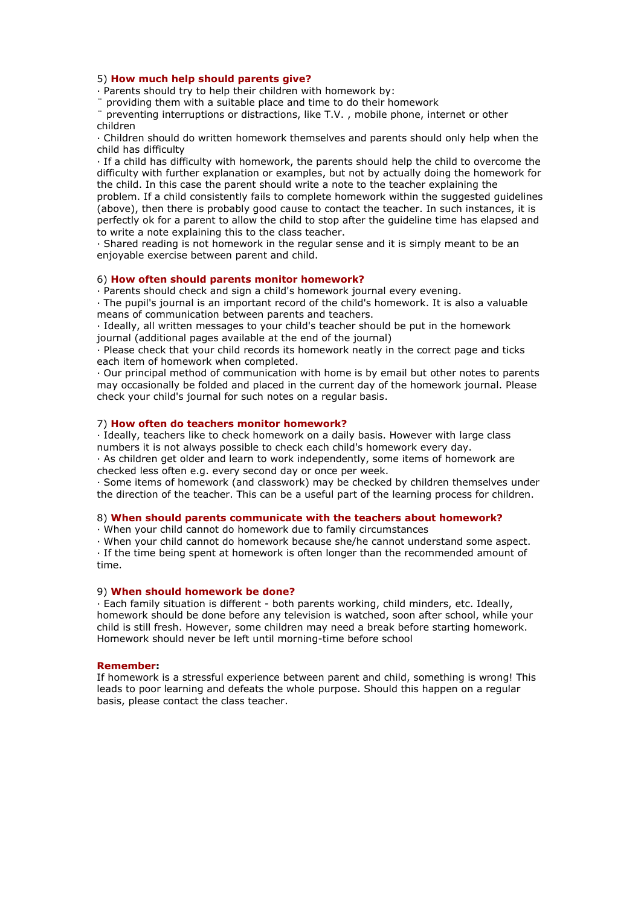### 5) How much help should parents give?

- Parents should try to help their children with homework by:
  - providing them with a suitable place and time to do their homework
  - preventing interruptions or distractions, like T.V. , mobile phone, internet or other children
- Children should do written homework themselves and parents should only help when the child has difficulty
- If a child has difficulty with homework, the parents should help the child to overcome the difficulty with further explanation or examples, but not by actually doing the homework for the child. In this case the parent should write a note to the teacher explaining the problem. If a child consistently fails to complete homework within the suggested guidelines (above), then there is probably good cause to contact the teacher. In such instances, it is perfectly ok for a parent to allow the child to stop after the guideline time has elapsed and to write a note explaining this to the class teacher.
- Shared reading is not homework in the regular sense and it is simply meant to be an enjoyable exercise between parent and child.

### 6) How often should parents monitor homework?

- Parents should check and sign a child's homework journal every evening.
- The pupil's journal is an important record of the child's homework. It is also a valuable means of communication between parents and teachers.
- Ideally, all written messages to your child's teacher should be put in the homework journal (additional pages available at the end of the journal)
- Please check that your child records its homework neatly in the correct page and ticks each item of homework when completed.
- Our principal method of communication with home is by email but other notes to parents may occasionally be folded and placed in the current day of the homework journal. Please check your child's journal for such notes on a regular basis.

### 7) How often do teachers monitor homework?

- Ideally, teachers like to check homework on a daily basis. However with large class numbers it is not always possible to check each child's homework every day.
- As children get older and learn to work independently, some items of homework are checked less often e.g. every second day or once per week.
- Some items of homework (and classwork) may be checked by children themselves under the direction of the teacher. This can be a useful part of the learning process for children.

### 8) When should parents communicate with the teachers about homework?

- When your child cannot do homework due to family circumstances
- When your child cannot do homework because she/he cannot understand some aspect.
- If the time being spent at homework is often longer than the recommended amount of time.

### 9) When should homework be done?

- Each family situation is different - both parents working, child minders, etc. Ideally, homework should be done before any television is watched, soon after school, while your child is still fresh. However, some children may need a break before starting homework. Homework should never be left until morning-time before school

**Remember:**
If homework is a stressful experience between parent and child, something is wrong! This leads to poor learning and defeats the whole purpose. Should this happen on a regular basis, please contact the class teacher.